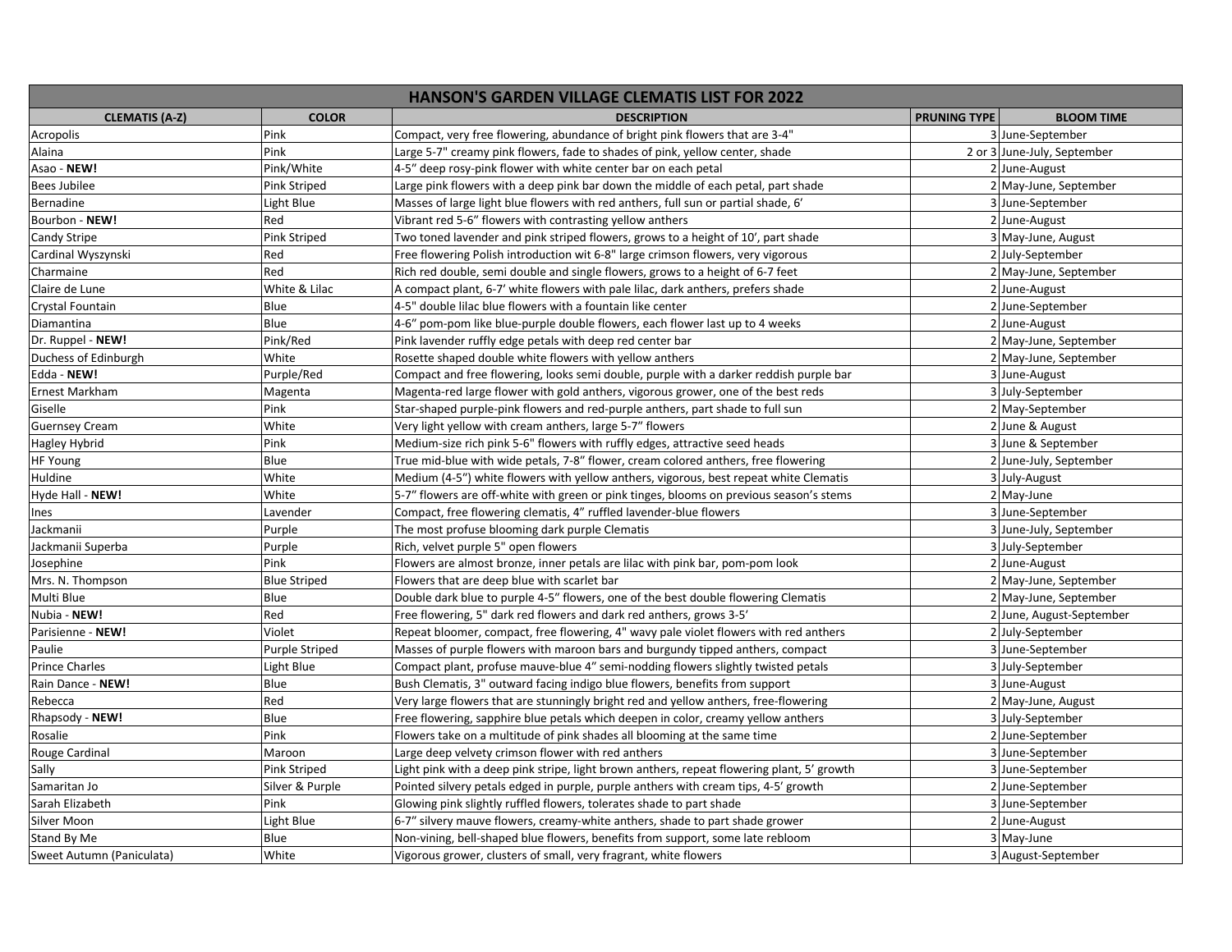| HANSON'S GARDEN VILLAGE CLEMATIS LIST FOR 2022 | | | | |
|---|---|---|---|---|
| **CLEMATIS (A-Z)** | **COLOR** | **DESCRIPTION** | **PRUNING TYPE** | **BLOOM TIME** |
| Acropolis | Pink | Compact, very free flowering, abundance of bright pink flowers that are 3-4" | 3 | June-September |
| Alaina | Pink | Large 5-7" creamy pink flowers, fade to shades of pink, yellow center, shade | 2 or 3 | June-July, September |
| Asao - **NEW!** | Pink/White | 4-5" deep rosy-pink flower with white center bar on each petal | 2 | June-August |
| Bees Jubilee | Pink Striped | Large pink flowers with a deep pink bar down the middle of each petal, part shade | 2 | May-June, September |
| Bernadine | Light Blue | Masses of large light blue flowers with red anthers, full sun or partial shade, 6' | 3 | June-September |
| Bourbon - **NEW!** | Red | Vibrant red 5-6" flowers with contrasting yellow anthers | 2 | June-August |
| Candy Stripe | Pink Striped | Two toned lavender and pink striped flowers, grows to a height of 10', part shade | 3 | May-June, August |
| Cardinal Wyszynski | Red | Free flowering Polish introduction wit 6-8" large crimson flowers, very vigorous | 2 | July-September |
| Charmaine | Red | Rich red double, semi double and single flowers, grows to a height of 6-7 feet | 2 | May-June, September |
| Claire de Lune | White & Lilac | A compact plant, 6-7' white flowers with pale lilac, dark anthers, prefers shade | 2 | June-August |
| Crystal Fountain | Blue | 4-5" double lilac blue flowers with a fountain like center | 2 | June-September |
| Diamantina | Blue | 4-6" pom-pom like blue-purple double flowers, each flower last up to 4 weeks | 2 | June-August |
| Dr. Ruppel - **NEW!** | Pink/Red | Pink lavender ruffly edge petals with deep red center bar | 2 | May-June, September |
| Duchess of Edinburgh | White | Rosette shaped double white flowers with yellow anthers | 2 | May-June, September |
| Edda - **NEW!** | Purple/Red | Compact and free flowering, looks semi double, purple with a darker reddish purple bar | 3 | June-August |
| Ernest Markham | Magenta | Magenta-red large flower with gold anthers, vigorous grower, one of the best reds | 3 | July-September |
| Giselle | Pink | Star-shaped purple-pink flowers and red-purple anthers, part shade to full sun | 2 | May-September |
| Guernsey Cream | White | Very light yellow with cream anthers, large 5-7" flowers | 2 | June & August |
| Hagley Hybrid | Pink | Medium-size rich pink 5-6" flowers with ruffly edges, attractive seed heads | 3 | June & September |
| HF Young | Blue | True mid-blue with wide petals, 7-8" flower, cream colored anthers, free flowering | 2 | June-July, September |
| Huldine | White | Medium (4-5") white flowers with yellow anthers, vigorous, best repeat white Clematis | 3 | July-August |
| Hyde Hall - **NEW!** | White | 5-7" flowers are off-white with green or pink tinges, blooms on previous season's stems | 2 | May-June |
| Ines | Lavender | Compact, free flowering clematis, 4" ruffled lavender-blue flowers | 3 | June-September |
| Jackmanii | Purple | The most profuse blooming dark purple Clematis | 3 | June-July, September |
| Jackmanii Superba | Purple | Rich, velvet purple 5" open flowers | 3 | July-September |
| Josephine | Pink | Flowers are almost bronze, inner petals are lilac with pink bar, pom-pom look | 2 | June-August |
| Mrs. N. Thompson | Blue Striped | Flowers that are deep blue with scarlet bar | 2 | May-June, September |
| Multi Blue | Blue | Double dark blue to purple 4-5" flowers, one of the best double flowering Clematis | 2 | May-June, September |
| Nubia - **NEW!** | Red | Free flowering, 5" dark red flowers and dark red anthers, grows 3-5' | 2 | June, August-September |
| Parisienne - **NEW!** | Violet | Repeat bloomer, compact, free flowering, 4" wavy pale violet flowers with red anthers | 2 | July-September |
| Paulie | Purple Striped | Masses of purple flowers with maroon bars and burgundy tipped anthers, compact | 3 | June-September |
| Prince Charles | Light Blue | Compact plant, profuse mauve-blue 4" semi-nodding flowers slightly twisted petals | 3 | July-September |
| Rain Dance - **NEW!** | Blue | Bush Clematis, 3" outward facing indigo blue flowers, benefits from support | 3 | June-August |
| Rebecca | Red | Very large flowers that are stunningly bright red and yellow anthers, free-flowering | 2 | May-June, August |
| Rhapsody - **NEW!** | Blue | Free flowering, sapphire blue petals which deepen in color, creamy yellow anthers | 3 | July-September |
| Rosalie | Pink | Flowers take on a multitude of pink shades all blooming at the same time | 2 | June-September |
| Rouge Cardinal | Maroon | Large deep velvety crimson flower with red anthers | 3 | June-September |
| Sally | Pink Striped | Light pink with a deep pink stripe, light brown anthers, repeat flowering plant, 5' growth | 3 | June-September |
| Samaritan Jo | Silver & Purple | Pointed silvery petals edged in purple, purple anthers with cream tips, 4-5' growth | 2 | June-September |
| Sarah Elizabeth | Pink | Glowing pink slightly ruffled flowers, tolerates shade to part shade | 3 | June-September |
| Silver Moon | Light Blue | 6-7" silvery mauve flowers, creamy-white anthers, shade to part shade grower | 2 | June-August |
| Stand By Me | Blue | Non-vining, bell-shaped blue flowers, benefits from support, some late rebloom | 3 | May-June |
| Sweet Autumn (Paniculata) | White | Vigorous grower, clusters of small, very fragrant, white flowers | 3 | August-September |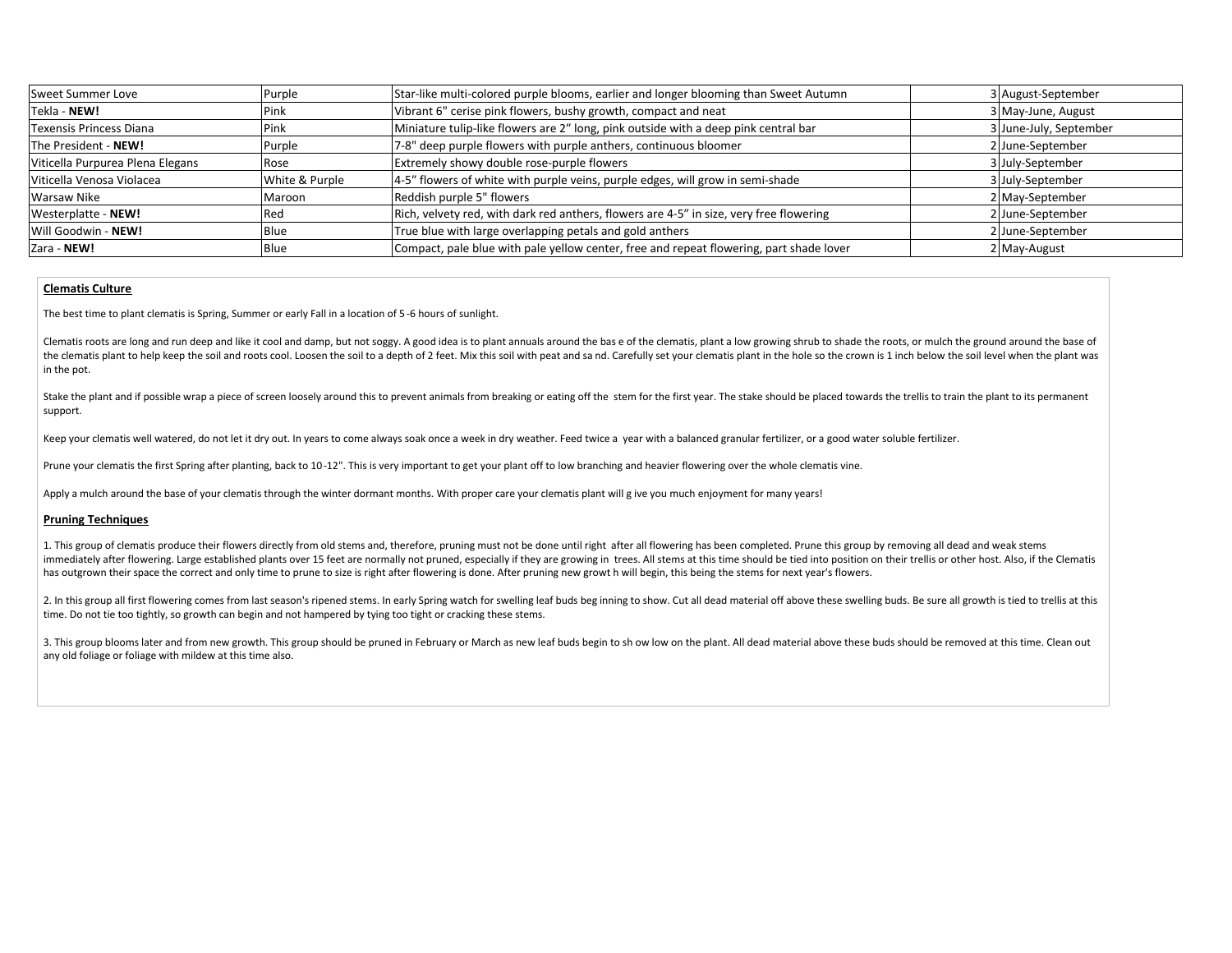| | | | | |
|---|---|---|---|---|
| Sweet Summer Love | Purple | Star-like multi-colored purple blooms, earlier and longer blooming than Sweet Autumn | 3 | August-September |
| Tekla - **NEW!** | Pink | Vibrant 6" cerise pink flowers, bushy growth, compact and neat | 3 | May-June, August |
| Texensis Princess Diana | Pink | Miniature tulip-like flowers are 2" long, pink outside with a deep pink central bar | 3 | June-July, September |
| The President - **NEW!** | Purple | 7-8" deep purple flowers with purple anthers, continuous bloomer | 2 | June-September |
| Viticella Purpurea Plena Elegans | Rose | Extremely showy double rose-purple flowers | 3 | July-September |
| Viticella Venosa Violacea | White & Purple | 4-5" flowers of white with purple veins, purple edges, will grow in semi-shade | 3 | July-September |
| Warsaw Nike | Maroon | Reddish purple 5" flowers | 2 | May-September |
| Westerplatte - **NEW!** | Red | Rich, velvety red, with dark red anthers, flowers are 4-5" in size, very free flowering | 2 | June-September |
| Will Goodwin - **NEW!** | Blue | True blue with large overlapping petals and gold anthers | 2 | June-September |
| Zara - **NEW!** | Blue | Compact, pale blue with pale yellow center, free and repeat flowering, part shade lover | 2 | May-August |

**Clematis Culture**

The best time to plant clematis is Spring, Summer or early Fall in a location of 5-6 hours of sunlight.

Clematis roots are long and run deep and like it cool and damp, but not soggy. A good idea is to plant annuals around the base of the clematis, plant a low growing shrub to shade the roots, or mulch the ground around the base of the clematis plant to help keep the soil and roots cool. Loosen the soil to a depth of 2 feet. Mix this soil with peat and sand. Carefully set your clematis plant in the hole so the crown is 1 inch below the soil level when the plant was in the pot.

Stake the plant and if possible wrap a piece of screen loosely around this to prevent animals from breaking or eating off the stem for the first year. The stake should be placed towards the trellis to train the plant to its permanent support.

Keep your clematis well watered, do not let it dry out. In years to come always soak once a week in dry weather. Feed twice a year with a balanced granular fertilizer, or a good water soluble fertilizer.

Prune your clematis the first Spring after planting, back to 10-12". This is very important to get your plant off to low branching and heavier flowering over the whole clematis vine.

Apply a mulch around the base of your clematis through the winter dormant months. With proper care your clematis plant will give you much enjoyment for many years!

**Pruning Techniques**

1. This group of clematis produce their flowers directly from old stems and, therefore, pruning must not be done until right after all flowering has been completed. Prune this group by removing all dead and weak stems immediately after flowering. Large established plants over 15 feet are normally not pruned, especially if they are growing in trees. All stems at this time should be tied into position on their trellis or other host. Also, if the Clematis has outgrown their space the correct and only time to prune to size is right after flowering is done. After pruning new growth will begin, this being the stems for next year's flowers.

2. In this group all first flowering comes from last season's ripened stems. In early Spring watch for swelling leaf buds beginning to show. Cut all dead material off above these swelling buds. Be sure all growth is tied to trellis at this time. Do not tie too tightly, so growth can begin and not hampered by tying too tight or cracking these stems.

3. This group blooms later and from new growth. This group should be pruned in February or March as new leaf buds begin to show low on the plant. All dead material above these buds should be removed at this time. Clean out any old foliage or foliage with mildew at this time also.